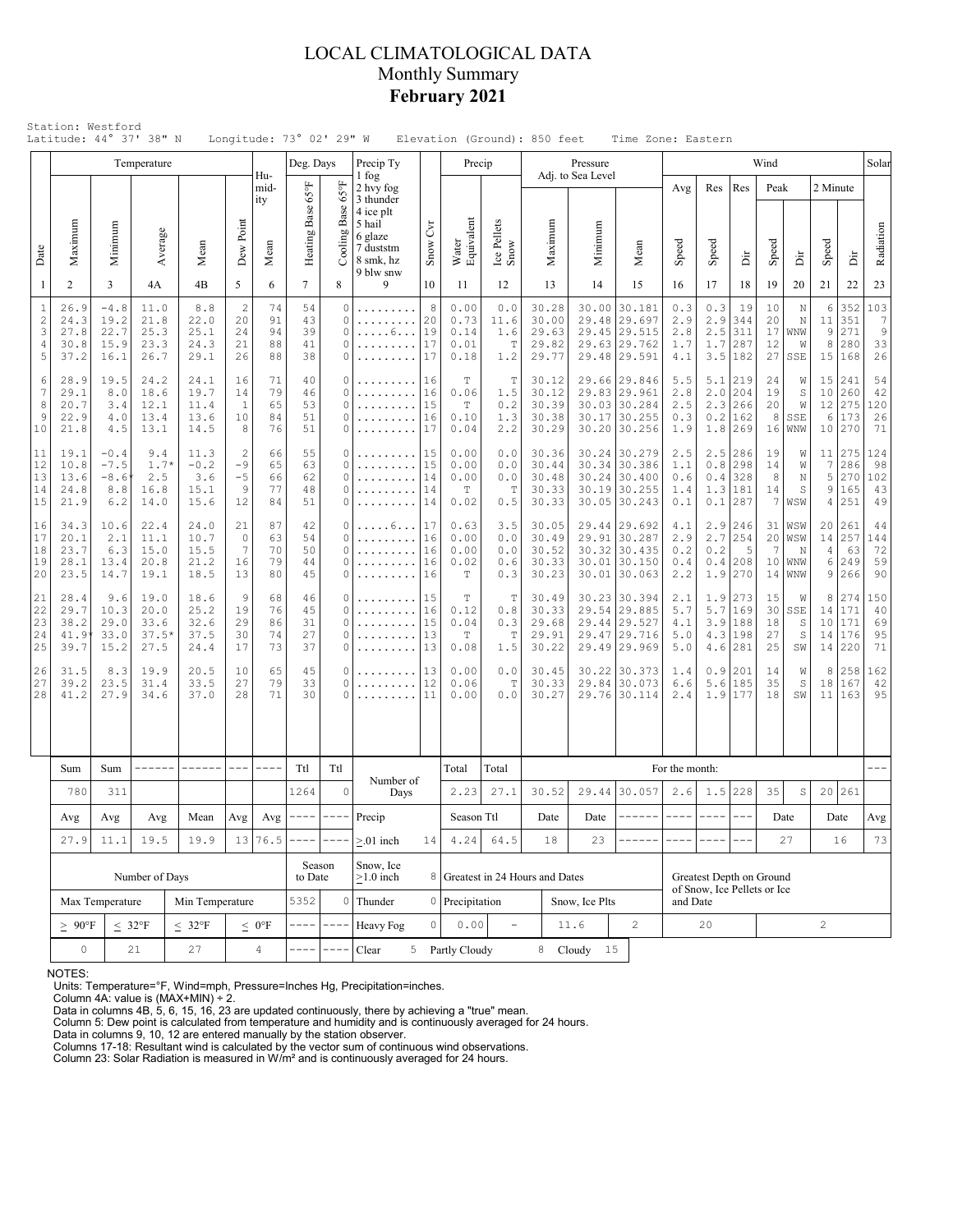# LOCAL CLIMATOLOGICAL DATA
## Monthly Summary
## February 2021

Station: Westford
Latitude: 44° 37' 38" N  Longitude: 73° 02' 29" W  Elevation (Ground): 850 feet  Time Zone: Eastern

| Date | Temperature Maximum | Temperature Minimum | Temperature Average | Temperature Mean | Dew Point | Humidity Mean | Deg. Days Heating Base 65°F | Deg. Days Cooling Base 65°F | Precip Ty (1 fog, 2 hvy fog, 3 thunder, 4 ice plt, 5 hail, 6 glaze, 7 duststm, 8 smk, hz, 9 blw snw) | Snow Cvr | Precip Water Equivalent | Precip Ice Pellets Snow | Pressure Adj. to Sea Level Maximum | Pressure Minimum | Pressure Mean | Wind Avg Speed | Wind Res Speed | Wind Res Dir | Wind Peak Speed | Wind Peak Dir | Wind 2 Minute Speed | Wind 2 Minute Dir | Solar Radiation |
|---|---|---|---|---|---|---|---|---|---|---|---|---|---|---|---|---|---|---|---|---|---|---|---|
| 1 | 2 | 3 | 4A | 4B | 5 | 6 | 7 | 8 | 9 | 10 | 11 | 12 | 13 | 14 | 15 | 16 | 17 | 18 | 19 | 20 | 21 | 22 | 23 |
| 1 | 26.9 | -4.8 | 11.0 | 8.8 | 2 | 74 | 54 | 0 | ......... | 8 | 0.00 | 0.0 | 30.28 | 30.00 | 30.181 | 0.3 | 0.3 | 19 | 10 | N | 6 | 352 | 103 |
| 2 | 24.3 | 19.2 | 21.8 | 22.0 | 20 | 91 | 43 | 0 | ......... | 20 | 0.73 | 11.6 | 30.00 | 29.48 | 29.697 | 2.9 | 2.9 | 344 | 20 | N | 11 | 351 | 7 |
| 3 | 27.8 | 22.7 | 25.3 | 25.1 | 24 | 94 | 39 | 0 | .....6... | 19 | 0.14 | 1.6 | 29.63 | 29.45 | 29.515 | 2.8 | 2.5 | 311 | 17 | WNW | 9 | 271 | 9 |
| 4 | 30.8 | 15.9 | 23.3 | 24.3 | 21 | 88 | 41 | 0 | ......... | 17 | 0.01 | T | 29.82 | 29.63 | 29.762 | 1.7 | 1.7 | 287 | 12 | W | 8 | 280 | 33 |
| 5 | 37.2 | 16.1 | 26.7 | 29.1 | 26 | 88 | 38 | 0 | ......... | 17 | 0.18 | 1.2 | 29.77 | 29.48 | 29.591 | 4.1 | 3.5 | 182 | 27 | SSE | 15 | 168 | 26 |
| 6 | 28.9 | 19.5 | 24.2 | 24.1 | 16 | 71 | 40 | 0 | ......... | 16 | T | T | 30.12 | 29.66 | 29.846 | 5.5 | 5.1 | 219 | 24 | W | 15 | 241 | 54 |
| 7 | 29.1 | 8.0 | 18.6 | 19.7 | 14 | 79 | 46 | 0 | ......... | 16 | 0.06 | 1.5 | 30.12 | 29.83 | 29.961 | 2.8 | 2.0 | 204 | 19 | S | 10 | 260 | 42 |
| 8 | 20.7 | 3.4 | 12.1 | 11.4 | 1 | 65 | 53 | 0 | ......... | 15 | T | 0.2 | 30.39 | 30.03 | 30.284 | 2.5 | 2.3 | 266 | 20 | W | 12 | 275 | 120 |
| 9 | 22.9 | 4.0 | 13.4 | 13.6 | 10 | 84 | 51 | 0 | ......... | 16 | 0.10 | 1.3 | 30.38 | 30.17 | 30.255 | 0.3 | 0.2 | 162 | 8 | SSE | 6 | 173 | 26 |
| 10 | 21.8 | 4.5 | 13.1 | 14.5 | 8 | 76 | 51 | 0 | ......... | 17 | 0.04 | 2.2 | 30.29 | 30.20 | 30.256 | 1.9 | 1.8 | 269 | 16 | WNW | 10 | 270 | 71 |
| 11 | 19.1 | -0.4 | 9.4 | 11.3 | 2 | 66 | 55 | 0 | ......... | 15 | 0.00 | 0.0 | 30.36 | 30.24 | 30.279 | 2.5 | 2.5 | 286 | 19 | W | 11 | 275 | 124 |
| 12 | 10.8 | -7.5 | 1.7* | -0.2 | -9 | 65 | 63 | 0 | ......... | 15 | 0.00 | 0.0 | 30.44 | 30.34 | 30.386 | 1.1 | 0.8 | 298 | 14 | W | 7 | 286 | 98 |
| 13 | 13.6 | -8.6* | 2.5 | 3.6 | -5 | 66 | 62 | 0 | ......... | 14 | 0.00 | 0.0 | 30.48 | 30.24 | 30.400 | 0.6 | 0.4 | 328 | 8 | N | 5 | 270 | 102 |
| 14 | 24.8 | 8.8 | 16.8 | 15.1 | 9 | 77 | 48 | 0 | ......... | 14 | T | T | 30.33 | 30.19 | 30.255 | 1.4 | 1.3 | 181 | 14 | S | 9 | 165 | 43 |
| 15 | 21.9 | 6.2 | 14.0 | 15.6 | 12 | 84 | 51 | 0 | ......... | 14 | 0.02 | 0.5 | 30.33 | 30.05 | 30.243 | 0.1 | 0.1 | 287 | 7 | WSW | 4 | 251 | 49 |
| 16 | 34.3 | 10.6 | 22.4 | 24.0 | 21 | 87 | 42 | 0 | .....6... | 17 | 0.63 | 3.5 | 30.05 | 29.44 | 29.692 | 4.1 | 2.9 | 246 | 31 | WSW | 20 | 261 | 44 |
| 17 | 20.1 | 2.1 | 11.1 | 10.7 | 0 | 63 | 54 | 0 | ......... | 16 | 0.00 | 0.0 | 30.49 | 29.91 | 30.287 | 2.9 | 2.7 | 254 | 20 | WSW | 14 | 257 | 144 |
| 18 | 23.7 | 6.3 | 15.0 | 15.5 | 7 | 70 | 50 | 0 | ......... | 16 | 0.00 | 0.0 | 30.52 | 30.32 | 30.435 | 0.2 | 0.2 | 5 | 7 | N | 4 | 63 | 72 |
| 19 | 28.1 | 13.4 | 20.8 | 21.2 | 16 | 79 | 44 | 0 | ......... | 16 | 0.02 | 0.6 | 30.33 | 30.01 | 30.150 | 0.4 | 0.4 | 208 | 10 | WNW | 6 | 249 | 59 |
| 20 | 23.5 | 14.7 | 19.1 | 18.5 | 13 | 80 | 45 | 0 | ......... | 16 | T | 0.3 | 30.23 | 30.01 | 30.063 | 2.2 | 1.9 | 270 | 14 | WNW | 9 | 266 | 90 |
| 21 | 28.4 | 9.6 | 19.0 | 18.6 | 9 | 68 | 46 | 0 | ......... | 15 | T | T | 30.49 | 30.23 | 30.394 | 2.1 | 1.9 | 273 | 15 | W | 8 | 274 | 150 |
| 22 | 29.7 | 10.3 | 20.0 | 25.2 | 19 | 76 | 45 | 0 | ......... | 16 | 0.12 | 0.8 | 30.33 | 29.54 | 29.885 | 5.7 | 5.7 | 169 | 30 | SSE | 14 | 171 | 40 |
| 23 | 38.2 | 29.0 | 33.6 | 32.6 | 29 | 86 | 31 | 0 | ......... | 15 | 0.04 | 0.3 | 29.68 | 29.44 | 29.527 | 4.1 | 3.9 | 188 | 18 | S | 10 | 171 | 69 |
| 24 | 41.9* | 33.0 | 37.5* | 37.5 | 30 | 74 | 27 | 0 | ......... | 13 | T | T | 29.91 | 29.47 | 29.716 | 5.0 | 4.3 | 198 | 27 | S | 14 | 176 | 95 |
| 25 | 39.7 | 15.2 | 27.5 | 24.4 | 17 | 73 | 37 | 0 | ......... | 13 | 0.08 | 1.5 | 30.22 | 29.49 | 29.969 | 5.0 | 4.6 | 281 | 25 | SW | 14 | 220 | 71 |
| 26 | 31.5 | 8.3 | 19.9 | 20.5 | 10 | 65 | 45 | 0 | ......... | 13 | 0.00 | 0.0 | 30.45 | 30.22 | 30.373 | 1.4 | 0.9 | 201 | 14 | W | 8 | 258 | 162 |
| 27 | 39.2 | 23.5 | 31.4 | 33.5 | 27 | 79 | 33 | 0 | ......... | 12 | 0.06 | T | 30.33 | 29.84 | 30.073 | 6.6 | 5.6 | 185 | 35 | S | 18 | 167 | 42 |
| 28 | 41.2 | 27.9 | 34.6 | 37.0 | 28 | 71 | 30 | 0 | ......... | 11 | 0.00 | 0.0 | 30.27 | 29.76 | 30.114 | 2.4 | 1.9 | 177 | 18 | SW | 11 | 163 | 95 |
| | Sum | Sum | ------ | ------ | --- | ---- | Ttl | Ttl | Number of Days | | Total | Total | For the month: | | | | | | | | | | --- |
| | 780 | 311 | | | | | 1264 | 0 | | | 2.23 | 27.1 | 30.52 | 29.44 | 30.057 | 2.6 | 1.5 | 228 | 35 | S | 20 | 261 | |
| | Avg | Avg | Avg | Mean | Avg | Avg | ---- | ---- | Precip | | Season Ttl | | Date | Date | ------ | ---- | ---- | --- | Date | | Date | | Avg |
| | 27.9 | 11.1 | 19.5 | 19.9 | 13 | 76.5 | ---- | ---- | ≥.01 inch | 14 | 4.24 | 64.5 | 18 | 23 | ------ | ---- | ---- | --- | 27 | | 16 | | 73 |

| Number of Days | | | | Season to Date | | Snow, Ice ≥1.0 inch | 8 | Greatest in 24 Hours and Dates | | | | Greatest Depth on Ground of Snow, Ice Pellets or Ice and Date | |
|---|---|---|---|---|---|---|---|---|---|---|---|---|---|
| Max Temperature | | Min Temperature | | 5352 | 0 | Thunder | 0 | Precipitation | | Snow, Ice Plts | | | |
| ≥ 90°F | ≤ 32°F | ≤ 32°F | ≤ 0°F | ---- | ---- | Heavy Fog | 0 | 0.00 | - | 11.6 | 2 | 20 | 2 |
| 0 | 21 | 27 | 4 | ---- | ---- | Clear | 5 | Partly Cloudy | 8 | Cloudy | 15 | | |

NOTES:
Units: Temperature=°F, Wind=mph, Pressure=Inches Hg, Precipitation=inches.
Column 4A: value is (MAX+MIN) ÷ 2.
Data in columns 4B, 5, 6, 15, 16, 23 are updated continuously, there by achieving a "true" mean.
Column 5: Dew point is calculated from temperature and humidity and is continuously averaged for 24 hours.
Data in columns 9, 10, 12 are entered manually by the station observer.
Columns 17-18: Resultant wind is calculated by the vector sum of continuous wind observations.
Column 23: Solar Radiation is measured in W/m² and is continuously averaged for 24 hours.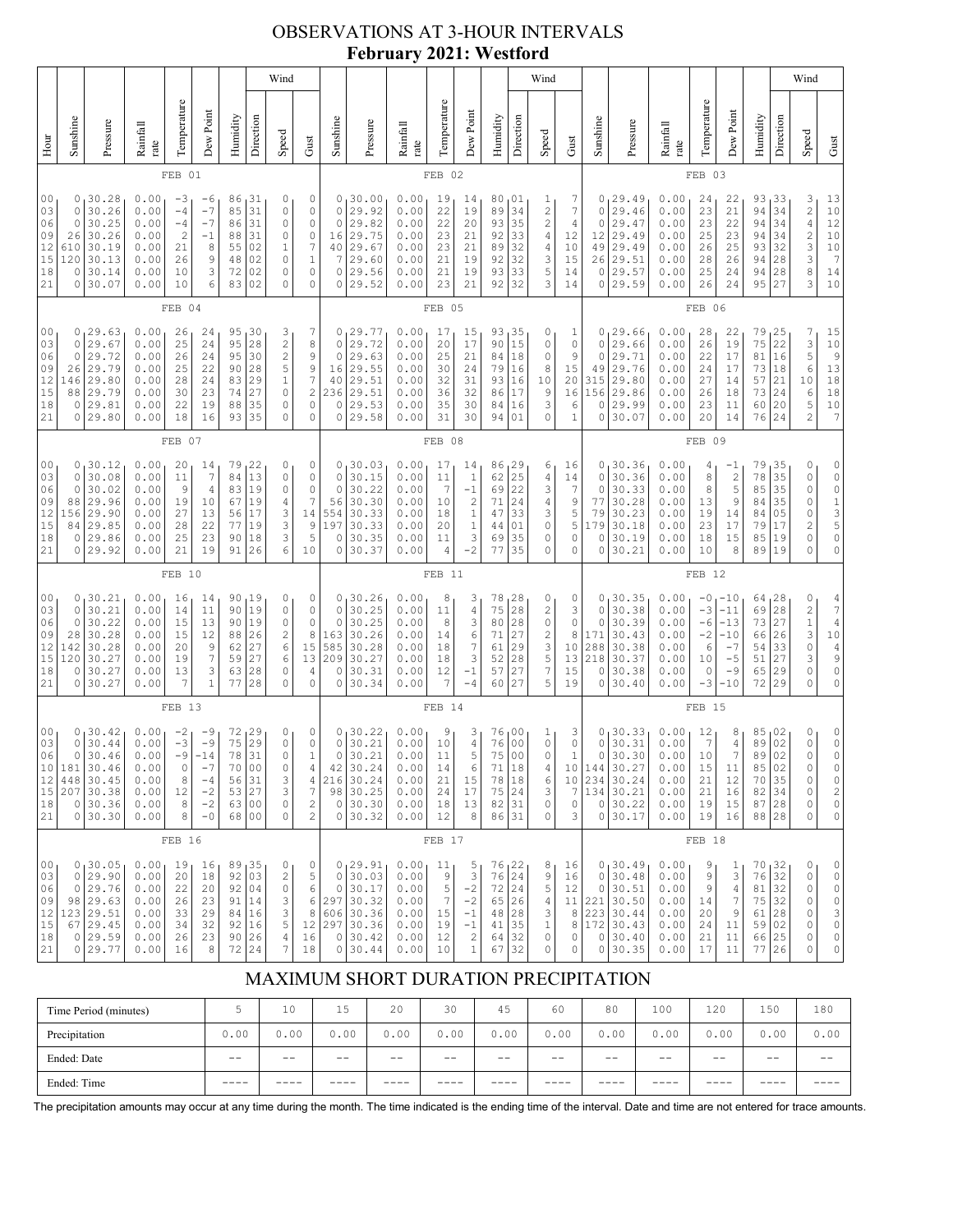# OBSERVATIONS AT 3-HOUR INTERVALS
## February 2021: Westford

### FEB 01

| Hour | Sunshine | Pressure | Rainfall rate | Temperature | Dew Point | Humidity | Wind Direction | Wind Speed | Wind Gust |
|---|---|---|---|---|---|---|---|---|---|
| 00 | 0 | 30.28 | 0.00 | -3 | -6 | 86 | 31 | 0 | 0 |
| 03 | 0 | 30.26 | 0.00 | -4 | -7 | 85 | 31 | 0 | 0 |
| 06 | 0 | 30.25 | 0.00 | -4 | -7 | 86 | 31 | 0 | 0 |
| 09 | 26 | 30.26 | 0.00 | 2 | -1 | 88 | 31 | 0 | 0 |
| 12 | 610 | 30.19 | 0.00 | 21 | 8 | 55 | 02 | 1 | 7 |
| 15 | 120 | 30.13 | 0.00 | 26 | 9 | 48 | 02 | 0 | 1 |
| 18 | 0 | 30.14 | 0.00 | 10 | 3 | 72 | 02 | 0 | 0 |
| 21 | 0 | 30.07 | 0.00 | 10 | 6 | 83 | 02 | 0 | 0 |

### FEB 02

| Hour | Sunshine | Pressure | Rainfall rate | Temperature | Dew Point | Humidity | Wind Direction | Wind Speed | Wind Gust |
|---|---|---|---|---|---|---|---|---|---|
| 00 | 0 | 30.00 | 0.00 | 19 | 14 | 80 | 01 | 1 | 7 |
| 03 | 0 | 29.92 | 0.00 | 22 | 19 | 89 | 34 | 2 | 7 |
| 06 | 0 | 29.82 | 0.00 | 22 | 20 | 93 | 35 | 2 | 4 |
| 09 | 16 | 29.75 | 0.00 | 23 | 21 | 92 | 33 | 4 | 12 |
| 12 | 40 | 29.67 | 0.00 | 23 | 21 | 89 | 32 | 4 | 10 |
| 15 | 7 | 29.60 | 0.00 | 21 | 19 | 92 | 32 | 4 | 15 |
| 18 | 0 | 29.56 | 0.00 | 21 | 19 | 93 | 33 | 5 | 14 |
| 21 | 0 | 29.52 | 0.00 | 23 | 21 | 92 | 32 | 3 | 14 |

### FEB 03

| Hour | Sunshine | Pressure | Rainfall rate | Temperature | Dew Point | Humidity | Wind Direction | Wind Speed | Wind Gust |
|---|---|---|---|---|---|---|---|---|---|
| 00 | 0 | 29.49 | 0.00 | 24 | 22 | 93 | 33 | 3 | 13 |
| 03 | 0 | 29.46 | 0.00 | 23 | 21 | 94 | 34 | 2 | 10 |
| 06 | 0 | 29.47 | 0.00 | 23 | 22 | 94 | 34 | 4 | 12 |
| 09 | 12 | 29.49 | 0.00 | 25 | 23 | 94 | 34 | 2 | 10 |
| 12 | 49 | 29.49 | 0.00 | 26 | 25 | 93 | 32 | 3 | 10 |
| 15 | 26 | 29.51 | 0.00 | 28 | 26 | 94 | 28 | 3 | 7 |
| 18 | 0 | 29.57 | 0.00 | 25 | 24 | 94 | 28 | 8 | 14 |
| 21 | 0 | 29.59 | 0.00 | 26 | 24 | 95 | 27 | 3 | 10 |

### FEB 04

| Hour | Sunshine | Pressure | Rainfall rate | Temperature | Dew Point | Humidity | Wind Direction | Wind Speed | Wind Gust |
|---|---|---|---|---|---|---|---|---|---|
| 00 | 0 | 29.63 | 0.00 | 26 | 24 | 95 | 30 | 3 | 7 |
| 03 | 0 | 29.67 | 0.00 | 25 | 24 | 95 | 28 | 2 | 8 |
| 06 | 0 | 29.72 | 0.00 | 26 | 24 | 95 | 30 | 2 | 9 |
| 09 | 26 | 29.79 | 0.00 | 25 | 22 | 90 | 28 | 5 | 9 |
| 12 | 146 | 29.80 | 0.00 | 28 | 24 | 83 | 29 | 1 | 7 |
| 15 | 88 | 29.79 | 0.00 | 30 | 23 | 74 | 27 | 0 | 2 |
| 18 | 0 | 29.81 | 0.00 | 22 | 19 | 88 | 35 | 0 | 0 |
| 21 | 0 | 29.80 | 0.00 | 18 | 16 | 93 | 35 | 0 | 0 |

### FEB 05

| Hour | Sunshine | Pressure | Rainfall rate | Temperature | Dew Point | Humidity | Wind Direction | Wind Speed | Wind Gust |
|---|---|---|---|---|---|---|---|---|---|
| 00 | 0 | 29.77 | 0.00 | 17 | 15 | 93 | 35 | 0 | 1 |
| 03 | 0 | 29.72 | 0.00 | 20 | 17 | 90 | 15 | 0 | 0 |
| 06 | 0 | 29.63 | 0.00 | 25 | 21 | 84 | 18 | 0 | 9 |
| 09 | 16 | 29.55 | 0.00 | 30 | 24 | 79 | 16 | 8 | 15 |
| 12 | 40 | 29.51 | 0.00 | 32 | 31 | 93 | 16 | 10 | 20 |
| 15 | 236 | 29.51 | 0.00 | 36 | 32 | 86 | 17 | 9 | 16 |
| 18 | 0 | 29.53 | 0.00 | 35 | 30 | 84 | 16 | 3 | 6 |
| 21 | 0 | 29.58 | 0.00 | 31 | 30 | 94 | 01 | 0 | 1 |

### FEB 06

| Hour | Sunshine | Pressure | Rainfall rate | Temperature | Dew Point | Humidity | Wind Direction | Wind Speed | Wind Gust |
|---|---|---|---|---|---|---|---|---|---|
| 00 | 0 | 29.66 | 0.00 | 28 | 22 | 79 | 25 | 7 | 15 |
| 03 | 0 | 29.66 | 0.00 | 26 | 19 | 75 | 22 | 3 | 10 |
| 06 | 0 | 29.71 | 0.00 | 22 | 17 | 81 | 16 | 5 | 9 |
| 09 | 49 | 29.76 | 0.00 | 24 | 17 | 73 | 18 | 6 | 13 |
| 12 | 315 | 29.80 | 0.00 | 27 | 14 | 57 | 21 | 10 | 18 |
| 15 | 156 | 29.86 | 0.00 | 26 | 18 | 73 | 24 | 6 | 18 |
| 18 | 0 | 29.99 | 0.00 | 23 | 11 | 60 | 20 | 5 | 10 |
| 21 | 0 | 30.07 | 0.00 | 20 | 14 | 76 | 24 | 2 | 7 |

### FEB 07

| Hour | Sunshine | Pressure | Rainfall rate | Temperature | Dew Point | Humidity | Wind Direction | Wind Speed | Wind Gust |
|---|---|---|---|---|---|---|---|---|---|
| 00 | 0 | 30.12 | 0.00 | 20 | 14 | 79 | 22 | 0 | 0 |
| 03 | 0 | 30.08 | 0.00 | 11 | 7 | 84 | 13 | 0 | 0 |
| 06 | 0 | 30.02 | 0.00 | 9 | 4 | 83 | 19 | 0 | 0 |
| 09 | 88 | 29.96 | 0.00 | 19 | 10 | 67 | 19 | 4 | 7 |
| 12 | 156 | 29.90 | 0.00 | 27 | 13 | 56 | 17 | 3 | 14 |
| 15 | 84 | 29.85 | 0.00 | 28 | 22 | 77 | 19 | 3 | 9 |
| 18 | 0 | 29.86 | 0.00 | 25 | 23 | 90 | 18 | 3 | 5 |
| 21 | 0 | 29.92 | 0.00 | 21 | 19 | 91 | 26 | 6 | 10 |

### FEB 08

| Hour | Sunshine | Pressure | Rainfall rate | Temperature | Dew Point | Humidity | Wind Direction | Wind Speed | Wind Gust |
|---|---|---|---|---|---|---|---|---|---|
| 00 | 0 | 30.03 | 0.00 | 17 | 14 | 86 | 29 | 6 | 16 |
| 03 | 0 | 30.15 | 0.00 | 11 | 1 | 62 | 25 | 4 | 14 |
| 06 | 0 | 30.22 | 0.00 | 7 | -1 | 69 | 22 | 3 | 7 |
| 09 | 56 | 30.30 | 0.00 | 10 | 2 | 71 | 24 | 4 | 9 |
| 12 | 554 | 30.33 | 0.00 | 18 | 1 | 47 | 33 | 3 | 5 |
| 15 | 197 | 30.33 | 0.00 | 20 | 1 | 44 | 01 | 0 | 5 |
| 18 | 0 | 30.35 | 0.00 | 11 | 3 | 69 | 35 | 0 | 0 |
| 21 | 0 | 30.37 | 0.00 | 4 | -2 | 77 | 35 | 0 | 0 |

### FEB 09

| Hour | Sunshine | Pressure | Rainfall rate | Temperature | Dew Point | Humidity | Wind Direction | Wind Speed | Wind Gust |
|---|---|---|---|---|---|---|---|---|---|
| 00 | 0 | 30.36 | 0.00 | 4 | -1 | 79 | 35 | 0 | 0 |
| 03 | 0 | 30.36 | 0.00 | 8 | 2 | 78 | 35 | 0 | 0 |
| 06 | 0 | 30.33 | 0.00 | 8 | 5 | 85 | 35 | 0 | 0 |
| 09 | 77 | 30.28 | 0.00 | 13 | 9 | 84 | 35 | 0 | 1 |
| 12 | 79 | 30.23 | 0.00 | 19 | 14 | 84 | 05 | 0 | 3 |
| 15 | 179 | 30.18 | 0.00 | 23 | 17 | 79 | 17 | 2 | 5 |
| 18 | 0 | 30.19 | 0.00 | 18 | 15 | 85 | 19 | 0 | 0 |
| 21 | 0 | 30.21 | 0.00 | 10 | 8 | 89 | 19 | 0 | 0 |

### FEB 10

| Hour | Sunshine | Pressure | Rainfall rate | Temperature | Dew Point | Humidity | Wind Direction | Wind Speed | Wind Gust |
|---|---|---|---|---|---|---|---|---|---|
| 00 | 0 | 30.21 | 0.00 | 16 | 14 | 90 | 19 | 0 | 0 |
| 03 | 0 | 30.21 | 0.00 | 14 | 11 | 90 | 19 | 0 | 0 |
| 06 | 0 | 30.22 | 0.00 | 15 | 13 | 90 | 19 | 0 | 0 |
| 09 | 28 | 30.28 | 0.00 | 15 | 12 | 88 | 26 | 2 | 8 |
| 12 | 142 | 30.28 | 0.00 | 20 | 9 | 62 | 27 | 6 | 15 |
| 15 | 120 | 30.27 | 0.00 | 19 | 7 | 59 | 27 | 6 | 13 |
| 18 | 0 | 30.27 | 0.00 | 13 | 3 | 63 | 28 | 0 | 4 |
| 21 | 0 | 30.27 | 0.00 | 7 | 1 | 77 | 28 | 0 | 0 |

### FEB 11

| Hour | Sunshine | Pressure | Rainfall rate | Temperature | Dew Point | Humidity | Wind Direction | Wind Speed | Wind Gust |
|---|---|---|---|---|---|---|---|---|---|
| 00 | 0 | 30.26 | 0.00 | 8 | 3 | 78 | 28 | 0 | 0 |
| 03 | 0 | 30.25 | 0.00 | 11 | 4 | 75 | 28 | 2 | 3 |
| 06 | 0 | 30.25 | 0.00 | 8 | 3 | 80 | 28 | 0 | 0 |
| 09 | 163 | 30.26 | 0.00 | 14 | 6 | 71 | 27 | 2 | 8 |
| 12 | 585 | 30.28 | 0.00 | 18 | 7 | 61 | 29 | 3 | 10 |
| 15 | 209 | 30.27 | 0.00 | 18 | 3 | 52 | 28 | 5 | 13 |
| 18 | 0 | 30.31 | 0.00 | 12 | -1 | 57 | 27 | 7 | 15 |
| 21 | 0 | 30.34 | 0.00 | 7 | -4 | 60 | 27 | 5 | 19 |

### FEB 12

| Hour | Sunshine | Pressure | Rainfall rate | Temperature | Dew Point | Humidity | Wind Direction | Wind Speed | Wind Gust |
|---|---|---|---|---|---|---|---|---|---|
| 00 | 0 | 30.35 | 0.00 | -0 | -10 | 64 | 28 | 0 | 4 |
| 03 | 0 | 30.38 | 0.00 | -3 | -11 | 69 | 28 | 2 | 7 |
| 06 | 0 | 30.39 | 0.00 | -6 | -13 | 73 | 27 | 1 | 4 |
| 09 | 171 | 30.43 | 0.00 | -2 | -10 | 66 | 26 | 3 | 10 |
| 12 | 288 | 30.38 | 0.00 | 6 | -7 | 54 | 33 | 0 | 4 |
| 15 | 218 | 30.37 | 0.00 | 10 | -5 | 51 | 27 | 3 | 9 |
| 18 | 0 | 30.38 | 0.00 | 0 | -9 | 65 | 29 | 0 | 0 |
| 21 | 0 | 30.40 | 0.00 | -3 | -10 | 72 | 29 | 0 | 0 |

### FEB 13

| Hour | Sunshine | Pressure | Rainfall rate | Temperature | Dew Point | Humidity | Wind Direction | Wind Speed | Wind Gust |
|---|---|---|---|---|---|---|---|---|---|
| 00 | 0 | 30.42 | 0.00 | -2 | -9 | 72 | 29 | 0 | 0 |
| 03 | 0 | 30.44 | 0.00 | -3 | -9 | 75 | 29 | 0 | 0 |
| 06 | 0 | 30.46 | 0.00 | -9 | -14 | 78 | 31 | 0 | 1 |
| 10 | 181 | 30.46 | 0.00 | 0 | -7 | 70 | 00 | 0 | 4 |
| 12 | 448 | 30.45 | 0.00 | 8 | -4 | 56 | 31 | 3 | 4 |
| 15 | 207 | 30.38 | 0.00 | 12 | -2 | 53 | 27 | 3 | 7 |
| 18 | 0 | 30.36 | 0.00 | 8 | -2 | 63 | 00 | 0 | 2 |
| 21 | 0 | 30.30 | 0.00 | 8 | -0 | 68 | 00 | 0 | 2 |

### FEB 14

| Hour | Sunshine | Pressure | Rainfall rate | Temperature | Dew Point | Humidity | Wind Direction | Wind Speed | Wind Gust |
|---|---|---|---|---|---|---|---|---|---|
| 00 | 0 | 30.22 | 0.00 | 9 | 3 | 76 | 00 | 1 | 3 |
| 03 | 0 | 30.21 | 0.00 | 10 | 4 | 76 | 00 | 0 | 0 |
| 06 | 0 | 30.21 | 0.00 | 11 | 5 | 75 | 00 | 0 | 1 |
| 10 | 42 | 30.24 | 0.00 | 14 | 6 | 71 | 18 | 4 | 10 |
| 12 | 216 | 30.24 | 0.00 | 21 | 15 | 78 | 18 | 6 | 10 |
| 15 | 98 | 30.25 | 0.00 | 24 | 17 | 75 | 24 | 3 | 7 |
| 18 | 0 | 30.30 | 0.00 | 18 | 13 | 82 | 31 | 0 | 0 |
| 21 | 0 | 30.32 | 0.00 | 12 | 8 | 86 | 31 | 0 | 3 |

### FEB 15

| Hour | Sunshine | Pressure | Rainfall rate | Temperature | Dew Point | Humidity | Wind Direction | Wind Speed | Wind Gust |
|---|---|---|---|---|---|---|---|---|---|
| 00 | 0 | 30.33 | 0.00 | 12 | 8 | 85 | 02 | 0 | 0 |
| 03 | 0 | 30.31 | 0.00 | 7 | 4 | 89 | 02 | 0 | 0 |
| 06 | 0 | 30.30 | 0.00 | 10 | 7 | 89 | 02 | 0 | 0 |
| 10 | 144 | 30.27 | 0.00 | 15 | 11 | 85 | 02 | 0 | 0 |
| 12 | 234 | 30.24 | 0.00 | 21 | 12 | 70 | 35 | 0 | 0 |
| 15 | 134 | 30.21 | 0.00 | 21 | 16 | 82 | 34 | 0 | 2 |
| 18 | 0 | 30.22 | 0.00 | 19 | 15 | 87 | 28 | 0 | 0 |
| 21 | 0 | 30.17 | 0.00 | 19 | 16 | 88 | 28 | 0 | 0 |

### FEB 16

| Hour | Sunshine | Pressure | Rainfall rate | Temperature | Dew Point | Humidity | Wind Direction | Wind Speed | Wind Gust |
|---|---|---|---|---|---|---|---|---|---|
| 00 | 0 | 30.05 | 0.00 | 19 | 16 | 89 | 35 | 0 | 0 |
| 03 | 0 | 29.90 | 0.00 | 20 | 18 | 92 | 03 | 2 | 5 |
| 06 | 0 | 29.76 | 0.00 | 22 | 20 | 92 | 04 | 0 | 6 |
| 09 | 98 | 29.63 | 0.00 | 26 | 23 | 91 | 14 | 3 | 6 |
| 12 | 123 | 29.51 | 0.00 | 33 | 29 | 84 | 16 | 3 | 8 |
| 15 | 67 | 29.45 | 0.00 | 34 | 32 | 92 | 16 | 5 | 12 |
| 18 | 0 | 29.59 | 0.00 | 26 | 23 | 90 | 26 | 4 | 16 |
| 21 | 0 | 29.77 | 0.00 | 16 | 8 | 72 | 24 | 7 | 18 |

### FEB 17

| Hour | Sunshine | Pressure | Rainfall rate | Temperature | Dew Point | Humidity | Wind Direction | Wind Speed | Wind Gust |
|---|---|---|---|---|---|---|---|---|---|
| 00 | 0 | 29.91 | 0.00 | 11 | 5 | 76 | 22 | 8 | 16 |
| 03 | 0 | 30.03 | 0.00 | 9 | 3 | 76 | 24 | 9 | 16 |
| 06 | 0 | 30.17 | 0.00 | 5 | -2 | 72 | 24 | 5 | 12 |
| 09 | 297 | 30.32 | 0.00 | 7 | -2 | 65 | 26 | 4 | 11 |
| 12 | 606 | 30.36 | 0.00 | 15 | -1 | 48 | 28 | 3 | 8 |
| 15 | 297 | 30.36 | 0.00 | 19 | -1 | 41 | 35 | 1 | 8 |
| 18 | 0 | 30.42 | 0.00 | 12 | 2 | 64 | 32 | 0 | 0 |
| 21 | 0 | 30.44 | 0.00 | 10 | 1 | 67 | 32 | 0 | 0 |

### FEB 18

| Hour | Sunshine | Pressure | Rainfall rate | Temperature | Dew Point | Humidity | Wind Direction | Wind Speed | Wind Gust |
|---|---|---|---|---|---|---|---|---|---|
| 00 | 0 | 30.49 | 0.00 | 9 | 1 | 70 | 32 | 0 | 0 |
| 03 | 0 | 30.48 | 0.00 | 9 | 3 | 76 | 32 | 0 | 0 |
| 06 | 0 | 30.51 | 0.00 | 9 | 4 | 81 | 32 | 0 | 0 |
| 09 | 221 | 30.50 | 0.00 | 14 | 7 | 75 | 32 | 0 | 0 |
| 12 | 223 | 30.44 | 0.00 | 20 | 9 | 61 | 28 | 0 | 3 |
| 15 | 172 | 30.43 | 0.00 | 24 | 11 | 59 | 02 | 0 | 0 |
| 18 | 0 | 30.40 | 0.00 | 21 | 11 | 66 | 25 | 0 | 0 |
| 21 | 0 | 30.35 | 0.00 | 17 | 11 | 77 | 26 | 0 | 0 |

## MAXIMUM SHORT DURATION PRECIPITATION

| Time Period (minutes) | 5 | 10 | 15 | 20 | 30 | 45 | 60 | 80 | 100 | 120 | 150 | 180 |
|---|---|---|---|---|---|---|---|---|---|---|---|---|
| Precipitation | 0.00 | 0.00 | 0.00 | 0.00 | 0.00 | 0.00 | 0.00 | 0.00 | 0.00 | 0.00 | 0.00 | 0.00 |
| Ended: Date | -- | -- | -- | -- | -- | -- | -- | -- | -- | -- | -- | -- |
| Ended: Time | ---- | ---- | ---- | ---- | ---- | ---- | ---- | ---- | ---- | ---- | ---- | ---- |

The precipitation amounts may occur at any time during the month. The time indicated is the ending time of the interval. Date and time are not entered for trace amounts.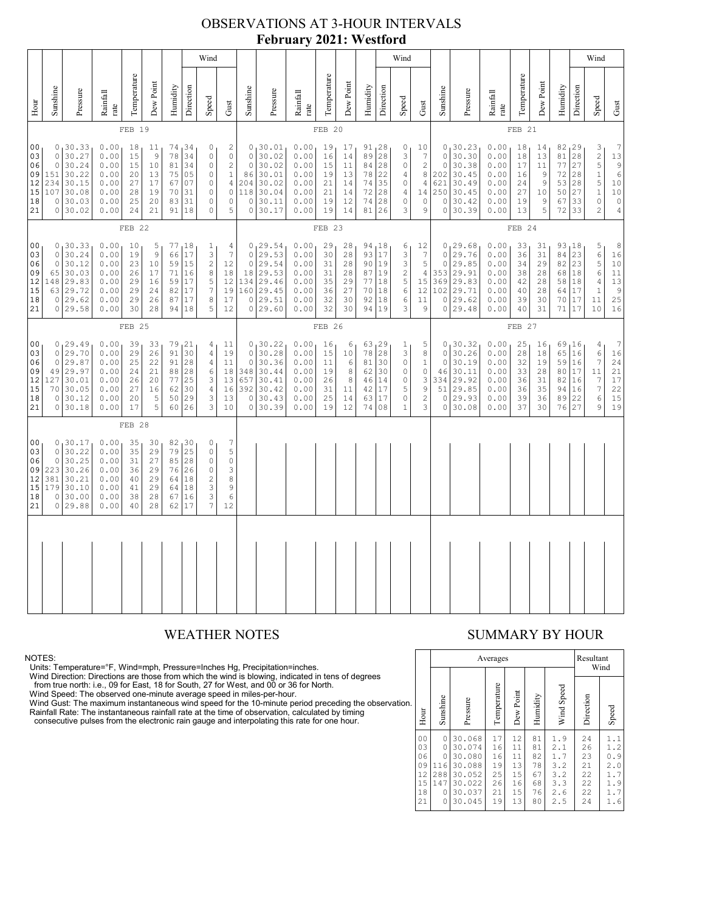# OBSERVATIONS AT 3-HOUR INTERVALS
## February 2021: Westford

### FEB 19

| Hour | Sunshine | Pressure | Rainfall rate | Temperature | Dew Point | Humidity | Wind Direction | Wind Speed | Wind Gust |
|---|---|---|---|---|---|---|---|---|---|
| 00 | 0 | 30.33 | 0.00 | 18 | 11 | 74 | 34 | 0 | 2 |
| 03 | 0 | 30.27 | 0.00 | 15 | 9 | 78 | 34 | 0 | 0 |
| 06 | 0 | 30.24 | 0.00 | 15 | 10 | 81 | 34 | 0 | 2 |
| 09 | 151 | 30.22 | 0.00 | 20 | 13 | 75 | 05 | 0 | 1 |
| 12 | 234 | 30.15 | 0.00 | 27 | 17 | 67 | 07 | 0 | 4 |
| 15 | 107 | 30.08 | 0.00 | 28 | 19 | 70 | 31 | 0 | 0 |
| 18 | 0 | 30.03 | 0.00 | 25 | 20 | 83 | 31 | 0 | 0 |
| 21 | 0 | 30.02 | 0.00 | 24 | 21 | 91 | 18 | 0 | 5 |

### FEB 20

| Hour | Sunshine | Pressure | Rainfall rate | Temperature | Dew Point | Humidity | Wind Direction | Wind Speed | Wind Gust |
|---|---|---|---|---|---|---|---|---|---|
| 00 | 0 | 30.01 | 0.00 | 19 | 17 | 91 | 28 | 0 | 10 |
| 03 | 0 | 30.02 | 0.00 | 16 | 14 | 89 | 28 | 3 | 7 |
| 06 | 0 | 30.02 | 0.00 | 15 | 11 | 84 | 28 | 0 | 2 |
| 09 | 86 | 30.01 | 0.00 | 19 | 13 | 78 | 22 | 4 | 8 |
| 12 | 204 | 30.02 | 0.00 | 21 | 14 | 74 | 35 | 0 | 4 |
| 15 | 118 | 30.04 | 0.00 | 21 | 14 | 72 | 28 | 4 | 14 |
| 18 | 0 | 30.11 | 0.00 | 19 | 12 | 74 | 28 | 0 | 0 |
| 21 | 0 | 30.17 | 0.00 | 19 | 14 | 81 | 26 | 3 | 9 |

### FEB 21

| Hour | Sunshine | Pressure | Rainfall rate | Temperature | Dew Point | Humidity | Wind Direction | Wind Speed | Wind Gust |
|---|---|---|---|---|---|---|---|---|---|
| 00 | 0 | 30.23 | 0.00 | 18 | 14 | 82 | 29 | 3 | 7 |
| 03 | 0 | 30.30 | 0.00 | 18 | 13 | 81 | 28 | 2 | 13 |
| 06 | 0 | 30.38 | 0.00 | 17 | 11 | 77 | 27 | 5 | 9 |
| 09 | 202 | 30.45 | 0.00 | 16 | 9 | 72 | 28 | 1 | 6 |
| 12 | 621 | 30.49 | 0.00 | 24 | 9 | 53 | 28 | 5 | 10 |
| 15 | 250 | 30.45 | 0.00 | 27 | 10 | 50 | 27 | 1 | 10 |
| 18 | 0 | 30.42 | 0.00 | 19 | 9 | 67 | 33 | 0 | 0 |
| 21 | 0 | 30.39 | 0.00 | 13 | 5 | 72 | 33 | 2 | 4 |

### FEB 22

| Hour | Sunshine | Pressure | Rainfall rate | Temperature | Dew Point | Humidity | Wind Direction | Wind Speed | Wind Gust |
|---|---|---|---|---|---|---|---|---|---|
| 00 | 0 | 30.33 | 0.00 | 10 | 5 | 77 | 18 | 1 | 4 |
| 03 | 0 | 30.24 | 0.00 | 19 | 9 | 66 | 17 | 3 | 7 |
| 06 | 0 | 30.12 | 0.00 | 23 | 10 | 59 | 15 | 2 | 12 |
| 09 | 65 | 30.03 | 0.00 | 26 | 17 | 71 | 16 | 8 | 18 |
| 12 | 148 | 29.83 | 0.00 | 29 | 16 | 59 | 17 | 5 | 12 |
| 15 | 63 | 29.72 | 0.00 | 29 | 24 | 82 | 17 | 7 | 19 |
| 18 | 0 | 29.62 | 0.00 | 29 | 26 | 87 | 17 | 8 | 17 |
| 21 | 0 | 29.58 | 0.00 | 30 | 28 | 94 | 18 | 5 | 12 |

### FEB 23

| Hour | Sunshine | Pressure | Rainfall rate | Temperature | Dew Point | Humidity | Wind Direction | Wind Speed | Wind Gust |
|---|---|---|---|---|---|---|---|---|---|
| 00 | 0 | 29.54 | 0.00 | 29 | 28 | 94 | 18 | 6 | 12 |
| 03 | 0 | 29.53 | 0.00 | 30 | 28 | 93 | 17 | 3 | 7 |
| 06 | 0 | 29.54 | 0.00 | 31 | 28 | 90 | 19 | 3 | 5 |
| 09 | 18 | 29.53 | 0.00 | 31 | 28 | 87 | 19 | 2 | 4 |
| 12 | 134 | 29.46 | 0.00 | 35 | 29 | 77 | 18 | 5 | 15 |
| 15 | 160 | 29.45 | 0.00 | 36 | 27 | 70 | 18 | 6 | 12 |
| 18 | 0 | 29.51 | 0.00 | 32 | 30 | 92 | 18 | 6 | 11 |
| 21 | 0 | 29.60 | 0.00 | 32 | 30 | 94 | 19 | 3 | 9 |

### FEB 24

| Hour | Sunshine | Pressure | Rainfall rate | Temperature | Dew Point | Humidity | Wind Direction | Wind Speed | Wind Gust |
|---|---|---|---|---|---|---|---|---|---|
| 00 | 0 | 29.68 | 0.00 | 33 | 31 | 93 | 18 | 5 | 8 |
| 03 | 0 | 29.76 | 0.00 | 36 | 31 | 84 | 23 | 6 | 16 |
| 06 | 0 | 29.85 | 0.00 | 34 | 29 | 82 | 23 | 5 | 10 |
| 09 | 353 | 29.91 | 0.00 | 38 | 28 | 68 | 18 | 6 | 11 |
| 12 | 369 | 29.83 | 0.00 | 42 | 28 | 58 | 18 | 4 | 13 |
| 15 | 102 | 29.71 | 0.00 | 40 | 28 | 64 | 17 | 1 | 9 |
| 18 | 0 | 29.62 | 0.00 | 39 | 30 | 70 | 17 | 11 | 25 |
| 21 | 0 | 29.48 | 0.00 | 40 | 31 | 71 | 17 | 10 | 16 |

### FEB 25

| Hour | Sunshine | Pressure | Rainfall rate | Temperature | Dew Point | Humidity | Wind Direction | Wind Speed | Wind Gust |
|---|---|---|---|---|---|---|---|---|---|
| 00 | 0 | 29.49 | 0.00 | 39 | 33 | 79 | 21 | 4 | 11 |
| 03 | 0 | 29.70 | 0.00 | 29 | 26 | 91 | 30 | 4 | 19 |
| 06 | 0 | 29.87 | 0.00 | 25 | 22 | 91 | 28 | 4 | 11 |
| 09 | 49 | 29.97 | 0.00 | 24 | 21 | 88 | 28 | 6 | 18 |
| 12 | 127 | 30.01 | 0.00 | 26 | 20 | 77 | 25 | 3 | 13 |
| 15 | 70 | 30.05 | 0.00 | 27 | 16 | 62 | 30 | 4 | 16 |
| 18 | 0 | 30.12 | 0.00 | 20 | 5 | 50 | 29 | 3 | 13 |
| 21 | 0 | 30.18 | 0.00 | 17 | 5 | 60 | 26 | 3 | 10 |

### FEB 26

| Hour | Sunshine | Pressure | Rainfall rate | Temperature | Dew Point | Humidity | Wind Direction | Wind Speed | Wind Gust |
|---|---|---|---|---|---|---|---|---|---|
| 00 | 0 | 30.22 | 0.00 | 16 | 6 | 63 | 29 | 1 | 5 |
| 03 | 0 | 30.28 | 0.00 | 15 | 10 | 78 | 28 | 3 | 8 |
| 06 | 0 | 30.36 | 0.00 | 11 | 6 | 81 | 30 | 0 | 1 |
| 09 | 348 | 30.44 | 0.00 | 19 | 8 | 62 | 30 | 0 | 0 |
| 12 | 657 | 30.41 | 0.00 | 26 | 8 | 46 | 14 | 0 | 3 |
| 15 | 392 | 30.42 | 0.00 | 31 | 11 | 42 | 17 | 5 | 9 |
| 18 | 0 | 30.43 | 0.00 | 25 | 14 | 63 | 17 | 0 | 2 |
| 21 | 0 | 30.39 | 0.00 | 19 | 12 | 74 | 08 | 1 | 3 |

### FEB 27

| Hour | Sunshine | Pressure | Rainfall rate | Temperature | Dew Point | Humidity | Wind Direction | Wind Speed | Wind Gust |
|---|---|---|---|---|---|---|---|---|---|
| 00 | 0 | 30.32 | 0.00 | 25 | 16 | 69 | 16 | 4 | 7 |
| 03 | 0 | 30.26 | 0.00 | 28 | 18 | 65 | 16 | 6 | 16 |
| 06 | 0 | 30.19 | 0.00 | 32 | 19 | 59 | 16 | 7 | 24 |
| 09 | 46 | 30.11 | 0.00 | 33 | 28 | 80 | 17 | 11 | 21 |
| 12 | 334 | 29.92 | 0.00 | 36 | 31 | 82 | 16 | 7 | 17 |
| 15 | 51 | 29.85 | 0.00 | 36 | 35 | 94 | 16 | 7 | 22 |
| 18 | 0 | 29.93 | 0.00 | 39 | 36 | 89 | 22 | 6 | 15 |
| 21 | 0 | 30.08 | 0.00 | 37 | 30 | 76 | 27 | 9 | 19 |

### FEB 28

| Hour | Sunshine | Pressure | Rainfall rate | Temperature | Dew Point | Humidity | Wind Direction | Wind Speed | Wind Gust |
|---|---|---|---|---|---|---|---|---|---|
| 00 | 0 | 30.17 | 0.00 | 35 | 30 | 82 | 30 | 0 | 7 |
| 03 | 0 | 30.22 | 0.00 | 35 | 29 | 79 | 25 | 0 | 5 |
| 06 | 0 | 30.25 | 0.00 | 31 | 27 | 85 | 28 | 0 | 0 |
| 09 | 223 | 30.26 | 0.00 | 36 | 29 | 76 | 26 | 0 | 3 |
| 12 | 381 | 30.21 | 0.00 | 40 | 29 | 64 | 18 | 2 | 8 |
| 15 | 179 | 30.10 | 0.00 | 41 | 29 | 64 | 18 | 3 | 9 |
| 18 | 0 | 30.00 | 0.00 | 38 | 28 | 67 | 16 | 3 | 6 |
| 21 | 0 | 29.88 | 0.00 | 40 | 28 | 62 | 17 | 7 | 12 |

## WEATHER NOTES

NOTES:
Units: Temperature=°F, Wind=mph, Pressure=Inches Hg, Precipitation=inches.
Wind Direction: Directions are those from which the wind is blowing, indicated in tens of degrees from true north: i.e., 09 for East, 18 for South, 27 for West, and 00 or 36 for North.
Wind Speed: The observed one-minute average speed in miles-per-hour.
Wind Gust: The maximum instantaneous wind speed for the 10-minute period preceding the observation.
Rainfall Rate: The instantaneous rainfall rate at the time of observation, calculated by timing consecutive pulses from the electronic rain gauge and interpolating this rate for one hour.

## SUMMARY BY HOUR

| Hour | Averages | | | | | | Resultant Wind | |
|---|---|---|---|---|---|---|---|---|
| | Sunshine | Pressure | Temperature | Dew Point | Humidity | Wind Speed | Direction | Speed |
| 00 | 0 | 30.068 | 17 | 12 | 81 | 1.9 | 24 | 1.1 |
| 03 | 0 | 30.074 | 16 | 11 | 81 | 2.1 | 26 | 1.2 |
| 06 | 0 | 30.080 | 16 | 11 | 82 | 1.7 | 23 | 0.9 |
| 09 | 116 | 30.088 | 19 | 13 | 78 | 3.2 | 21 | 2.0 |
| 12 | 288 | 30.052 | 25 | 15 | 67 | 3.2 | 22 | 1.7 |
| 15 | 147 | 30.022 | 26 | 16 | 68 | 3.3 | 22 | 1.9 |
| 18 | 0 | 30.037 | 21 | 15 | 76 | 2.6 | 22 | 1.7 |
| 21 | 0 | 30.045 | 19 | 13 | 80 | 2.5 | 24 | 1.6 |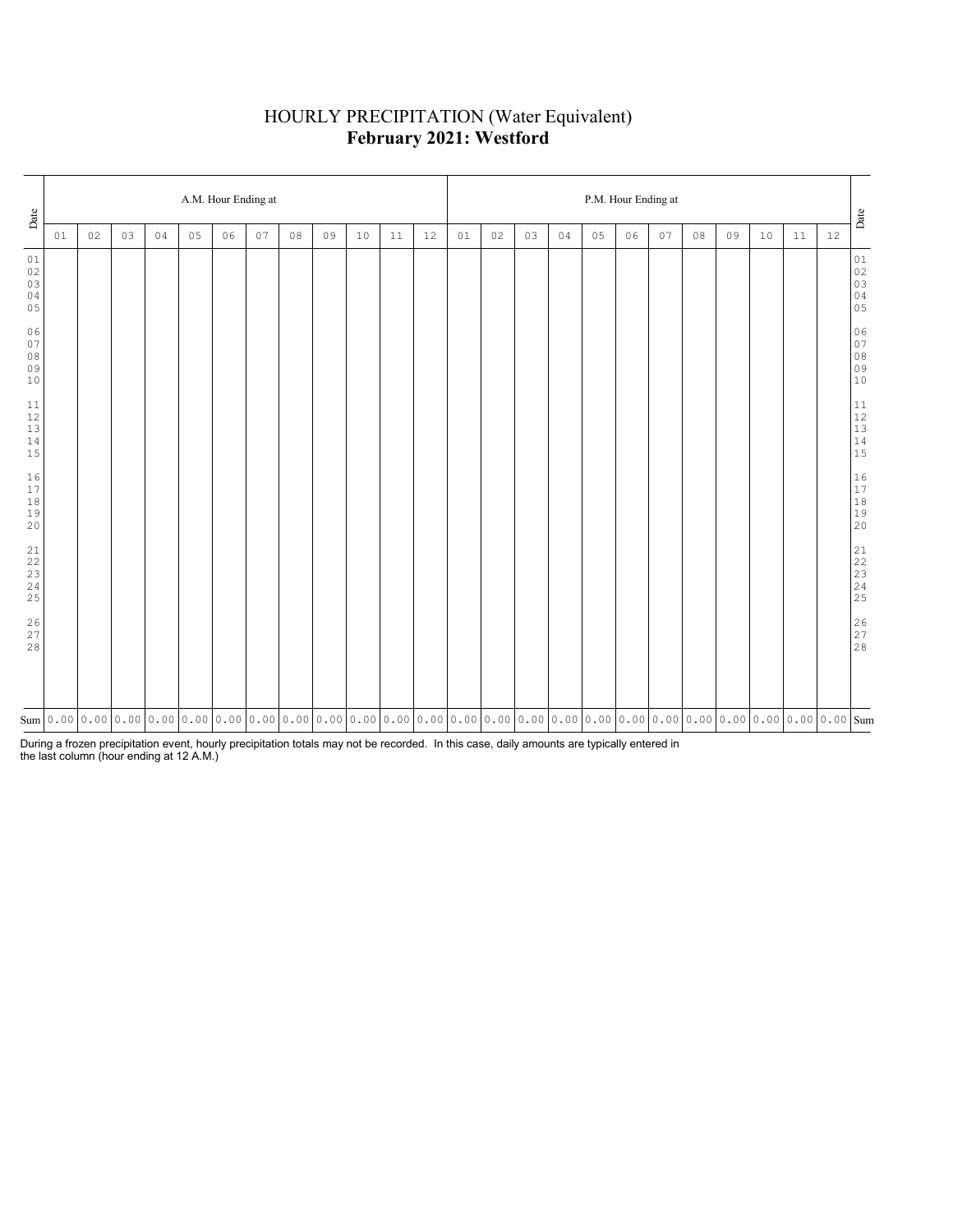# HOURLY PRECIPITATION (Water Equivalent)
## **February 2021: Westford**

| Date | A.M. Hour Ending at | | | | | | | | | | | | P.M. Hour Ending at | | | | | | | | | | | | Date |
|---|---|---|---|---|---|---|---|---|---|---|---|---|---|---|---|---|---|---|---|---|---|---|---|---|---|
| | 01 | 02 | 03 | 04 | 05 | 06 | 07 | 08 | 09 | 10 | 11 | 12 | 01 | 02 | 03 | 04 | 05 | 06 | 07 | 08 | 09 | 10 | 11 | 12 | |
| 01 | | | | | | | | | | | | | | | | | | | | | | | | | 01 |
| 02 | | | | | | | | | | | | | | | | | | | | | | | | | 02 |
| 03 | | | | | | | | | | | | | | | | | | | | | | | | | 03 |
| 04 | | | | | | | | | | | | | | | | | | | | | | | | | 04 |
| 05 | | | | | | | | | | | | | | | | | | | | | | | | | 05 |
| 06 | | | | | | | | | | | | | | | | | | | | | | | | | 06 |
| 07 | | | | | | | | | | | | | | | | | | | | | | | | | 07 |
| 08 | | | | | | | | | | | | | | | | | | | | | | | | | 08 |
| 09 | | | | | | | | | | | | | | | | | | | | | | | | | 09 |
| 10 | | | | | | | | | | | | | | | | | | | | | | | | | 10 |
| 11 | | | | | | | | | | | | | | | | | | | | | | | | | 11 |
| 12 | | | | | | | | | | | | | | | | | | | | | | | | | 12 |
| 13 | | | | | | | | | | | | | | | | | | | | | | | | | 13 |
| 14 | | | | | | | | | | | | | | | | | | | | | | | | | 14 |
| 15 | | | | | | | | | | | | | | | | | | | | | | | | | 15 |
| 16 | | | | | | | | | | | | | | | | | | | | | | | | | 16 |
| 17 | | | | | | | | | | | | | | | | | | | | | | | | | 17 |
| 18 | | | | | | | | | | | | | | | | | | | | | | | | | 18 |
| 19 | | | | | | | | | | | | | | | | | | | | | | | | | 19 |
| 20 | | | | | | | | | | | | | | | | | | | | | | | | | 20 |
| 21 | | | | | | | | | | | | | | | | | | | | | | | | | 21 |
| 22 | | | | | | | | | | | | | | | | | | | | | | | | | 22 |
| 23 | | | | | | | | | | | | | | | | | | | | | | | | | 23 |
| 24 | | | | | | | | | | | | | | | | | | | | | | | | | 24 |
| 25 | | | | | | | | | | | | | | | | | | | | | | | | | 25 |
| 26 | | | | | | | | | | | | | | | | | | | | | | | | | 26 |
| 27 | | | | | | | | | | | | | | | | | | | | | | | | | 27 |
| 28 | | | | | | | | | | | | | | | | | | | | | | | | | 28 |
| Sum | 0.00 | 0.00 | 0.00 | 0.00 | 0.00 | 0.00 | 0.00 | 0.00 | 0.00 | 0.00 | 0.00 | 0.00 | 0.00 | 0.00 | 0.00 | 0.00 | 0.00 | 0.00 | 0.00 | 0.00 | 0.00 | 0.00 | 0.00 | 0.00 | Sum |

During a frozen precipitation event, hourly precipitation totals may not be recorded. In this case, daily amounts are typically entered in the last column (hour ending at 12 A.M.)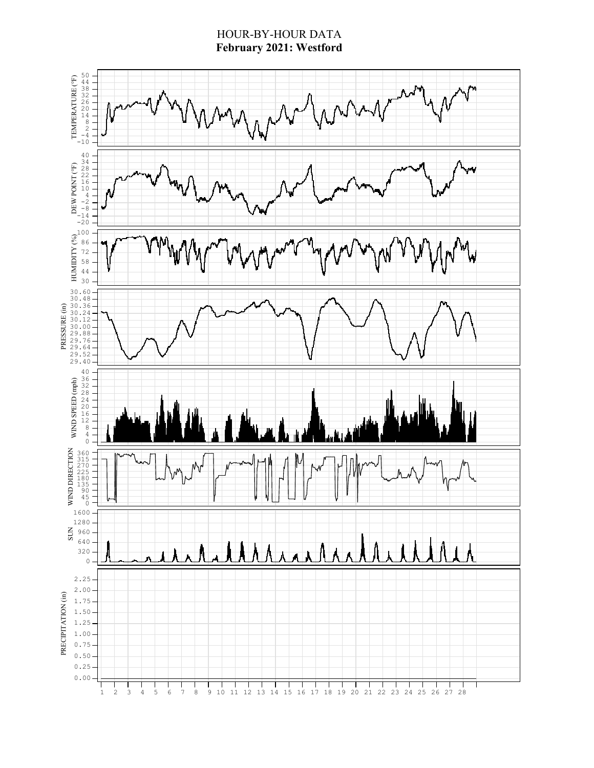# HOUR-BY-HOUR DATA

**February 2021: Westford**

TEMPERATURE (°F): 50, 44, 38, 32, 26, 20, 14, 8, 2, -4, -10

DEW POINT (°F): 40, 34, 28, 22, 16, 10, 4, -2, -8, -14, -20

HUMIDITY (%): 100, 86, 72, 58, 44, 30

PRESSURE (in): 30.60, 30.48, 30.36, 30.24, 30.12, 30.00, 29.88, 29.76, 29.64, 29.52, 29.40

WIND SPEED (mph): 40, 36, 32, 28, 24, 20, 16, 12, 8, 4, 0

WIND DIRECTION: 360, 315, 270, 225, 180, 135, 90, 45, 0

SUN: 1600, 1280, 960, 640, 320, 0

PRECIPITATION (in): 2.25, 2.00, 1.75, 1.50, 1.25, 1.00, 0.75, 0.50, 0.25, 0.00

1 2 3 4 5 6 7 8 9 10 11 12 13 14 15 16 17 18 19 20 21 22 23 24 25 26 27 28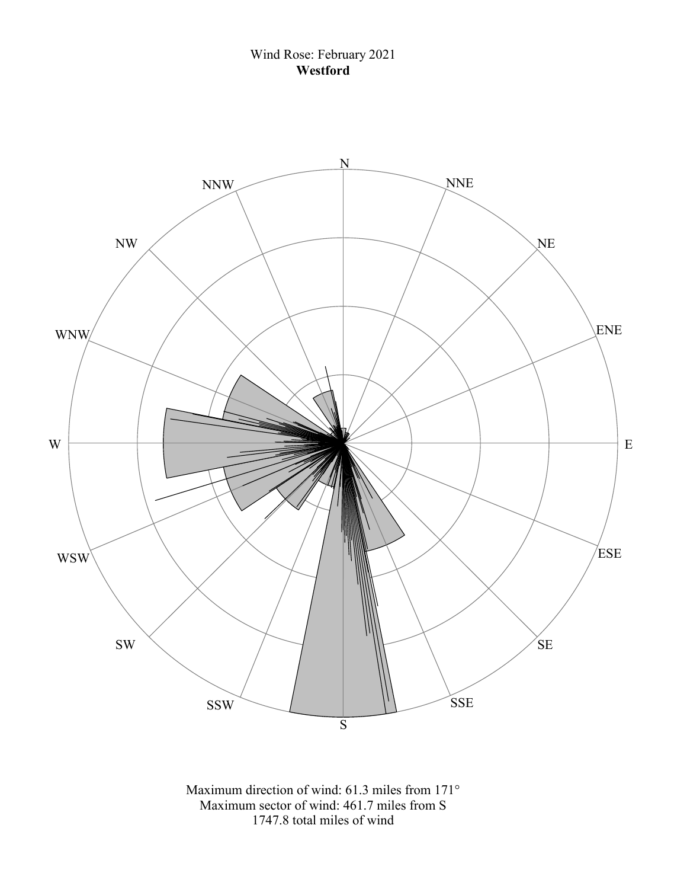Wind Rose: February 2021

**Westford**

N

NNE

NE

ENE

E

ESE

SE

SSE

S

SSW

SW

WSW

W

WNW

NW

NNW

Maximum direction of wind: 61.3 miles from 171°

Maximum sector of wind: 461.7 miles from S

1747.8 total miles of wind